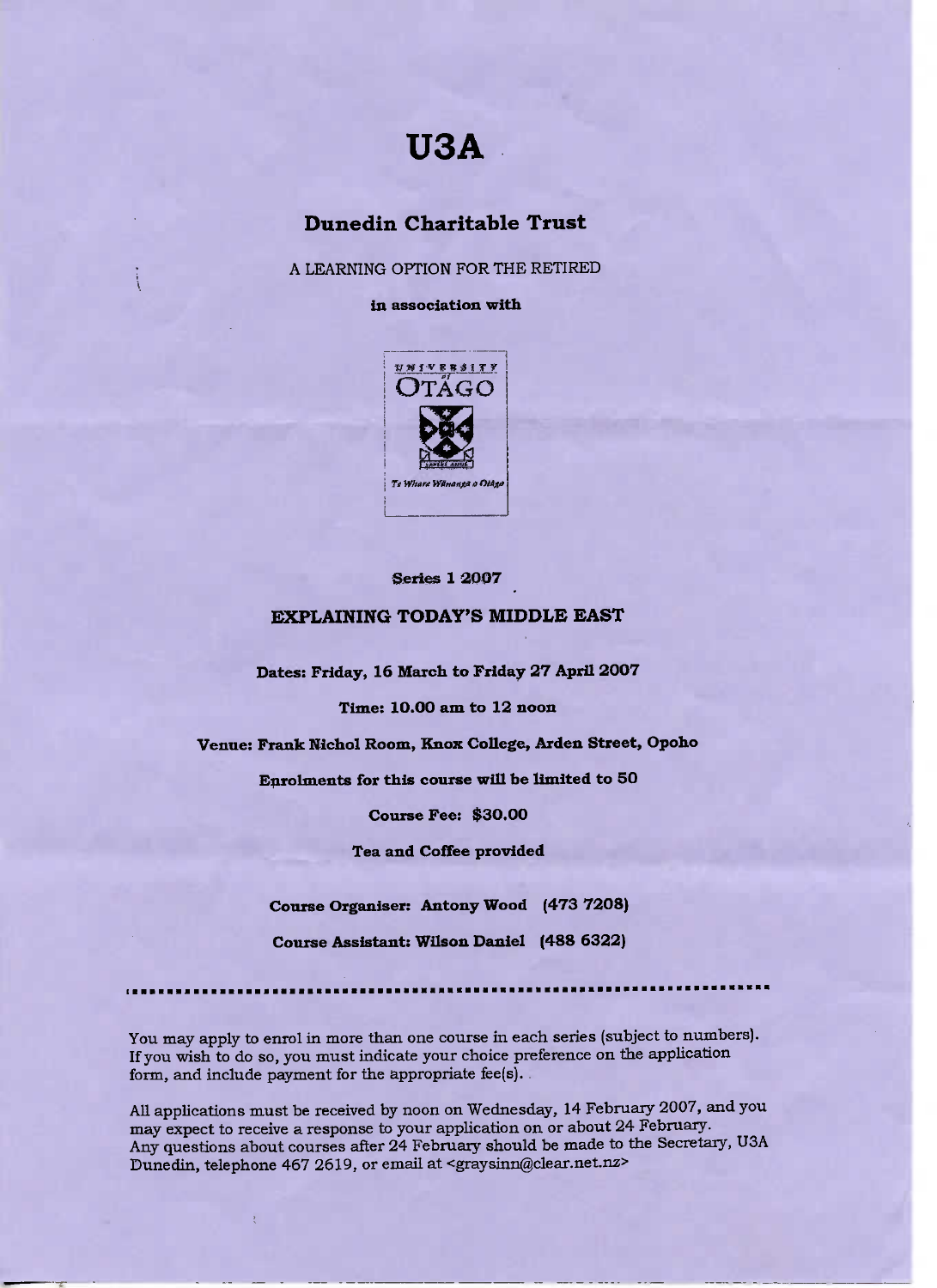# U3A

## Dunedin Charitable Trust

A LEARNING OPTION FOR THE RETIRED

**in association with**

UNIVERSITY of OTAGO

Te Whare Wānanga o Otāgo

**Series 1 2007**

### EXPLAINING TODAY'S MIDDLE EAST

**Dates: Friday, 16 March to Friday 27 April 2007**

**Time: 10.00 am to 12 noon**

**Venue: Frank Nichol Room, Knox College, Arden Street, Opoho**

**Enrolments for this course will be limited to 50**

**Course Fee: $30.00**

**Tea and Coffee provided**

**Course Organiser: Antony Wood (473 7208)**

**Course Assistant: Wilson Daniel (488 6322)**

---

You may apply to enrol in more than one course in each series (subject to numbers). If you wish to do so, you must indicate your choice preference on the application form, and include payment for the appropriate fee(s).

All applications must be received by noon on Wednesday, 14 February 2007, and you may expect to receive a response to your application on or about 24 February. Any questions about courses after 24 February should be made to the Secretary, U3A Dunedin, telephone 467 2619, or email at <graysinn@clear.net.nz>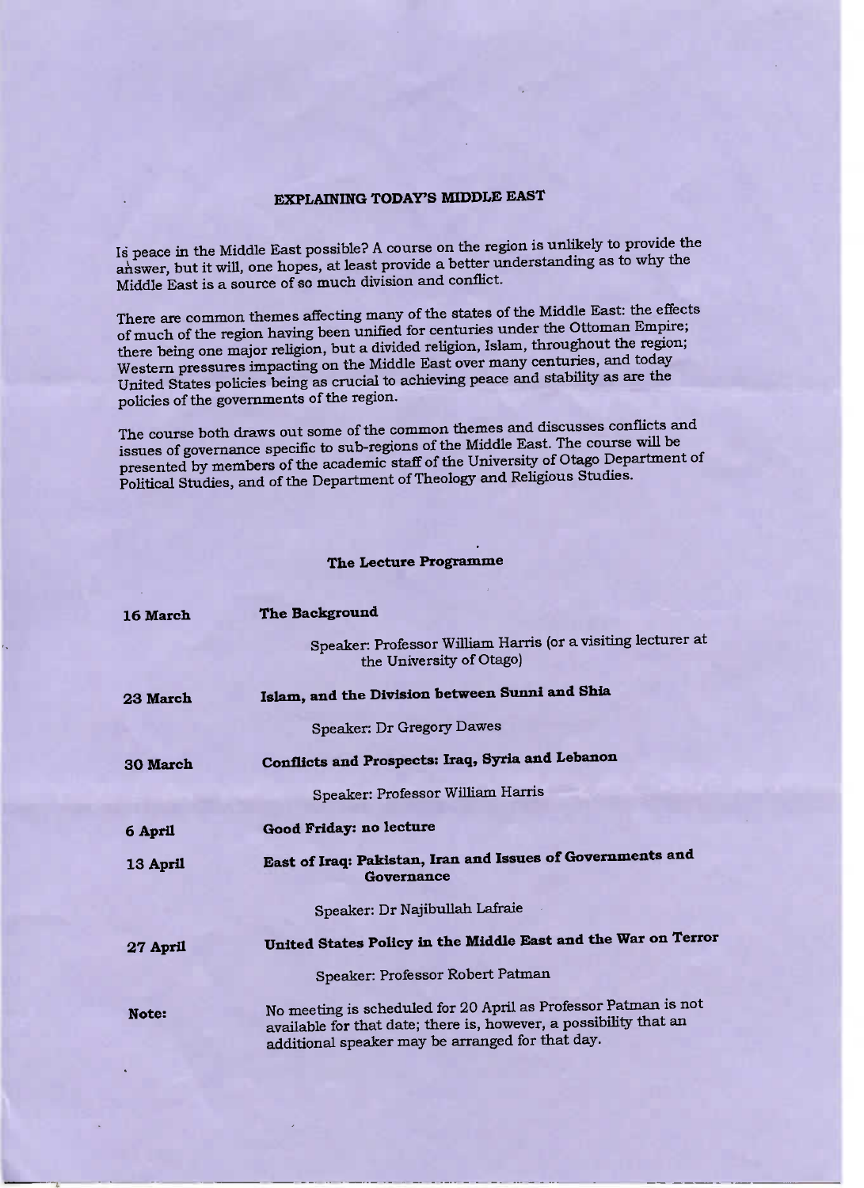# EXPLAINING TODAY'S MIDDLE EAST

Is peace in the Middle East possible? A course on the region is unlikely to provide the answer, but it will, one hopes, at least provide a better understanding as to why the Middle East is a source of so much division and conflict.

There are common themes affecting many of the states of the Middle East: the effects of much of the region having been unified for centuries under the Ottoman Empire; there being one major religion, but a divided religion, Islam, throughout the region; Western pressures impacting on the Middle East over many centuries, and today United States policies being as crucial to achieving peace and stability as are the policies of the governments of the region.

The course both draws out some of the common themes and discusses conflicts and issues of governance specific to sub-regions of the Middle East. The course will be presented by members of the academic staff of the University of Otago Department of Political Studies, and of the Department of Theology and Religious Studies.

## The Lecture Programme

**16 March** — **The Background**

Speaker: Professor William Harris (or a visiting lecturer at the University of Otago)

**23 March** — **Islam, and the Division between Sunni and Shia**

Speaker: Dr Gregory Dawes

**30 March** — **Conflicts and Prospects: Iraq, Syria and Lebanon**

Speaker: Professor William Harris

**6 April** — **Good Friday: no lecture**

**13 April** — **East of Iraq: Pakistan, Iran and Issues of Governments and Governance**

Speaker: Dr Najibullah Lafraie

**27 April** — **United States Policy in the Middle East and the War on Terror**

Speaker: Professor Robert Patman

**Note:** No meeting is scheduled for 20 April as Professor Patman is not available for that date; there is, however, a possibility that an additional speaker may be arranged for that day.